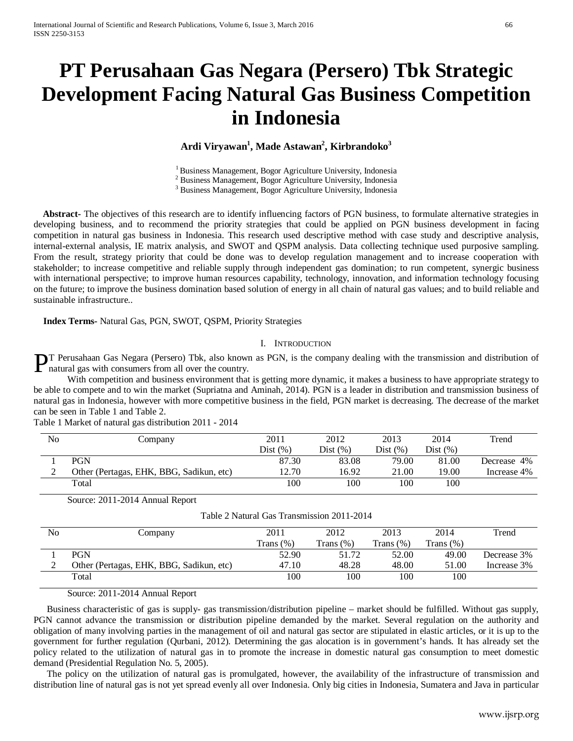# PT Perusahaan Gas Negara (Persero) Tbk Strategic Development Facing Natural Gas Business Competition in Indonesia

**Ardi Viryawan[1], Made Astawan[2], Kirbrandoko[3]**

[1] Business Management, Bogor Agriculture University, Indonesia
[2] Business Management, Bogor Agriculture University, Indonesia
[3] Business Management, Bogor Agriculture University, Indonesia

**Abstract-** The objectives of this research are to identify influencing factors of PGN business, to formulate alternative strategies in developing business, and to recommend the priority strategies that could be applied on PGN business development in facing competition in natural gas business in Indonesia. This research used descriptive method with case study and descriptive analysis, internal-external analysis, IE matrix analysis, and SWOT and QSPM analysis. Data collecting technique used purposive sampling. From the result, strategy priority that could be done was to develop regulation management and to increase cooperation with stakeholder; to increase competitive and reliable supply through independent gas domination; to run competent, synergic business with international perspective; to improve human resources capability, technology, innovation, and information technology focusing on the future; to improve the business domination based solution of energy in all chain of natural gas values; and to build reliable and sustainable infrastructure..

**Index Terms-** Natural Gas, PGN, SWOT, QSPM, Priority Strategies

## I. Introduction

PT Perusahaan Gas Negara (Persero) Tbk, also known as PGN, is the company dealing with the transmission and distribution of natural gas with consumers from all over the country.

With competition and business environment that is getting more dynamic, it makes a business to have appropriate strategy to be able to compete and to win the market (Supriatna and Aminah, 2014). PGN is a leader in distribution and transmission business of natural gas in Indonesia, however with more competitive business in the field, PGN market is decreasing. The decrease of the market can be seen in Table 1 and Table 2.

Table 1 Market of natural gas distribution 2011 - 2014

| No | Company | 2011 Dist (%) | 2012 Dist (%) | 2013 Dist (%) | 2014 Dist (%) | Trend |
|---|---|---|---|---|---|---|
| 1 | PGN | 87.30 | 83.08 | 79.00 | 81.00 | Decrease 4% |
| 2 | Other (Pertagas, EHK, BBG, Sadikun, etc) | 12.70 | 16.92 | 21.00 | 19.00 | Increase 4% |
| | Total | 100 | 100 | 100 | 100 | |

Source: 2011-2014 Annual Report

Table 2 Natural Gas Transmission 2011-2014

| No | Company | 2011 Trans (%) | 2012 Trans (%) | 2013 Trans (%) | 2014 Trans (%) | Trend |
|---|---|---|---|---|---|---|
| 1 | PGN | 52.90 | 51.72 | 52.00 | 49.00 | Decrease 3% |
| 2 | Other (Pertagas, EHK, BBG, Sadikun, etc) | 47.10 | 48.28 | 48.00 | 51.00 | Increase 3% |
| | Total | 100 | 100 | 100 | 100 | |

Source: 2011-2014 Annual Report

Business characteristic of gas is supply- gas transmission/distribution pipeline – market should be fulfilled. Without gas supply, PGN cannot advance the transmission or distribution pipeline demanded by the market. Several regulation on the authority and obligation of many involving parties in the management of oil and natural gas sector are stipulated in elastic articles, or it is up to the government for further regulation (Qurbani, 2012). Determining the gas allocation is in government's hands. It has already set the policy related to the utilization of natural gas in to promote the increase in domestic natural gas consumption to meet domestic demand (Presidential Regulation No. 5, 2005).

The policy on the utilization of natural gas is promulgated, however, the availability of the infrastructure of transmission and distribution line of natural gas is not yet spread evenly all over Indonesia. Only big cities in Indonesia, Sumatera and Java in particular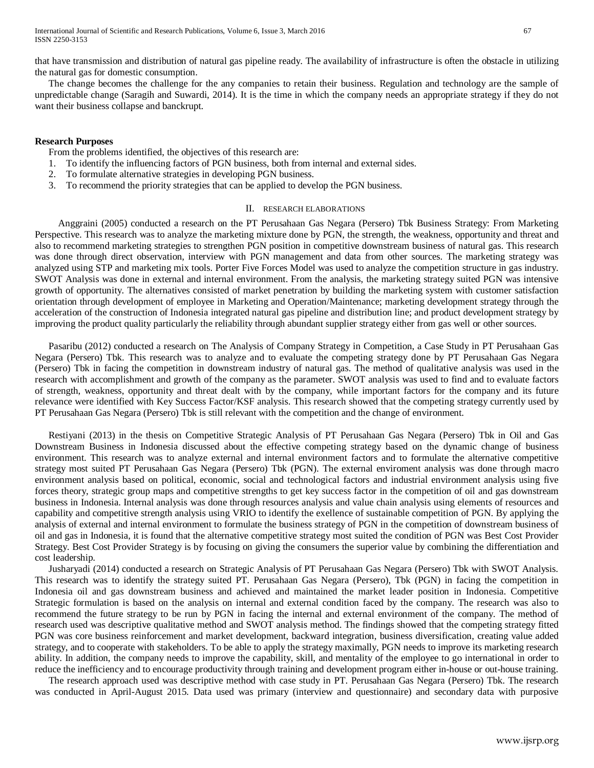that have transmission and distribution of natural gas pipeline ready. The availability of infrastructure is often the obstacle in utilizing the natural gas for domestic consumption.

The change becomes the challenge for the any companies to retain their business. Regulation and technology are the sample of unpredictable change (Saragih and Suwardi, 2014). It is the time in which the company needs an appropriate strategy if they do not want their business collapse and banckrupt.

### Research Purposes

From the problems identified, the objectives of this research are:

1. To identify the influencing factors of PGN business, both from internal and external sides.
2. To formulate alternative strategies in developing PGN business.
3. To recommend the priority strategies that can be applied to develop the PGN business.

## II. Research Elaborations

Anggraini (2005) conducted a research on the PT Perusahaan Gas Negara (Persero) Tbk Business Strategy: From Marketing Perspective. This research was to analyze the marketing mixture done by PGN, the strength, the weakness, opportunity and threat and also to recommend marketing strategies to strengthen PGN position in competitive downstream business of natural gas. This research was done through direct observation, interview with PGN management and data from other sources. The marketing strategy was analyzed using STP and marketing mix tools. Porter Five Forces Model was used to analyze the competition structure in gas industry. SWOT Analysis was done in external and internal environment. From the analysis, the marketing strategy suited PGN was intensive growth of opportunity. The alternatives consisted of market penetration by building the marketing system with customer satisfaction orientation through development of employee in Marketing and Operation/Maintenance; marketing development strategy through the acceleration of the construction of Indonesia integrated natural gas pipeline and distribution line; and product development strategy by improving the product quality particularly the reliability through abundant supplier strategy either from gas well or other sources.

Pasaribu (2012) conducted a research on The Analysis of Company Strategy in Competition, a Case Study in PT Perusahaan Gas Negara (Persero) Tbk. This research was to analyze and to evaluate the competing strategy done by PT Perusahaan Gas Negara (Persero) Tbk in facing the competition in downstream industry of natural gas. The method of qualitative analysis was used in the research with accomplishment and growth of the company as the parameter. SWOT analysis was used to find and to evaluate factors of strength, weakness, opportunity and threat dealt with by the company, while important factors for the company and its future relevance were identified with Key Success Factor/KSF analysis. This research showed that the competing strategy currently used by PT Perusahaan Gas Negara (Persero) Tbk is still relevant with the competition and the change of environment.

Restiyani (2013) in the thesis on Competitive Strategic Analysis of PT Perusahaan Gas Negara (Persero) Tbk in Oil and Gas Downstream Business in Indonesia discussed about the effective competing strategy based on the dynamic change of business environment. This research was to analyze external and internal environment factors and to formulate the alternative competitive strategy most suited PT Perusahaan Gas Negara (Persero) Tbk (PGN). The external enviroment analysis was done through macro environment analysis based on political, economic, social and technological factors and industrial environment analysis using five forces theory, strategic group maps and competitive strengths to get key success factor in the competition of oil and gas downstream business in Indonesia. Internal analysis was done through resources analysis and value chain analysis using elements of resources and capability and competitive strength analysis using VRIO to identify the exellence of sustainable competition of PGN. By applying the analysis of external and internal environment to formulate the business strategy of PGN in the competition of downstream business of oil and gas in Indonesia, it is found that the alternative competitive strategy most suited the condition of PGN was Best Cost Provider Strategy. Best Cost Provider Strategy is by focusing on giving the consumers the superior value by combining the differentiation and cost leadership.

Jusharyadi (2014) conducted a research on Strategic Analysis of PT Perusahaan Gas Negara (Persero) Tbk with SWOT Analysis. This research was to identify the strategy suited PT. Perusahaan Gas Negara (Persero), Tbk (PGN) in facing the competition in Indonesia oil and gas downstream business and achieved and maintained the market leader position in Indonesia. Competitive Strategic formulation is based on the analysis on internal and external condition faced by the company. The research was also to recommend the future strategy to be run by PGN in facing the internal and external environment of the company. The method of research used was descriptive qualitative method and SWOT analysis method. The findings showed that the competing strategy fitted PGN was core business reinforcement and market development, backward integration, business diversification, creating value added strategy, and to cooperate with stakeholders. To be able to apply the strategy maximally, PGN needs to improve its marketing research ability. In addition, the company needs to improve the capability, skill, and mentality of the employee to go international in order to reduce the inefficiency and to encourage productivity through training and development program either in-house or out-house training.

The research approach used was descriptive method with case study in PT. Perusahaan Gas Negara (Persero) Tbk. The research was conducted in April-August 2015. Data used was primary (interview and questionnaire) and secondary data with purposive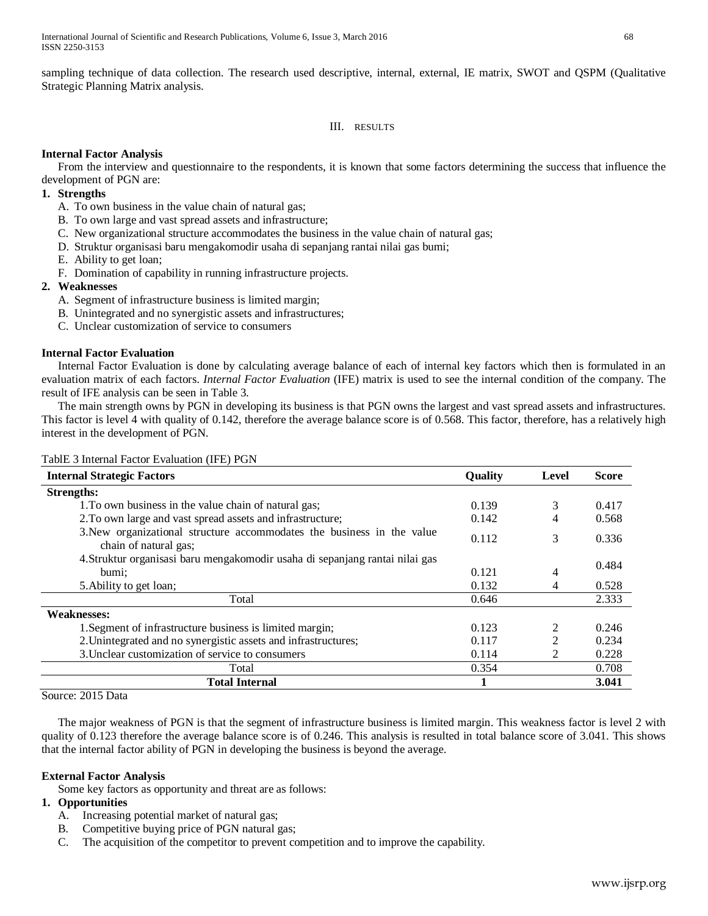sampling technique of data collection. The research used descriptive, internal, external, IE matrix, SWOT and QSPM (Qualitative Strategic Planning Matrix analysis.

## III. RESULTS

**Internal Factor Analysis**

From the interview and questionnaire to the respondents, it is known that some factors determining the success that influence the development of PGN are:

1. **Strengths**
   A. To own business in the value chain of natural gas;
   B. To own large and vast spread assets and infrastructure;
   C. New organizational structure accommodates the business in the value chain of natural gas;
   D. Struktur organisasi baru mengakomodir usaha di sepanjang rantai nilai gas bumi;
   E. Ability to get loan;
   F. Domination of capability in running infrastructure projects.
2. **Weaknesses**
   A. Segment of infrastructure business is limited margin;
   B. Unintegrated and no synergistic assets and infrastructures;
   C. Unclear customization of service to consumers

**Internal Factor Evaluation**

Internal Factor Evaluation is done by calculating average balance of each of internal key factors which then is formulated in an evaluation matrix of each factors. *Internal Factor Evaluation* (IFE) matrix is used to see the internal condition of the company. The result of IFE analysis can be seen in Table 3.

The main strength owns by PGN in developing its business is that PGN owns the largest and vast spread assets and infrastructures. This factor is level 4 with quality of 0.142, therefore the average balance score is of 0.568. This factor, therefore, has a relatively high interest in the development of PGN.

TablE 3 Internal Factor Evaluation (IFE) PGN

| Internal Strategic Factors | Quality | Level | Score |
|---|---|---|---|
| **Strengths:** | | | |
| 1.To own business in the value chain of natural gas; | 0.139 | 3 | 0.417 |
| 2.To own large and vast spread assets and infrastructure; | 0.142 | 4 | 0.568 |
| 3.New organizational structure accommodates the business in the value chain of natural gas; | 0.112 | 3 | 0.336 |
| 4.Struktur organisasi baru mengakomodir usaha di sepanjang rantai nilai gas bumi; | 0.121 | 4 | 0.484 |
| 5.Ability to get loan; | 0.132 | 4 | 0.528 |
| Total | 0.646 | | 2.333 |
| **Weaknesses:** | | | |
| 1.Segment of infrastructure business is limited margin; | 0.123 | 2 | 0.246 |
| 2.Unintegrated and no synergistic assets and infrastructures; | 0.117 | 2 | 0.234 |
| 3.Unclear customization of service to consumers | 0.114 | 2 | 0.228 |
| Total | 0.354 | | 0.708 |
| **Total Internal** | **1** | | **3.041** |

Source: 2015 Data

The major weakness of PGN is that the segment of infrastructure business is limited margin. This weakness factor is level 2 with quality of 0.123 therefore the average balance score is of 0.246. This analysis is resulted in total balance score of 3.041. This shows that the internal factor ability of PGN in developing the business is beyond the average.

**External Factor Analysis**

Some key factors as opportunity and threat are as follows:

1. **Opportunities**
   A. Increasing potential market of natural gas;
   B. Competitive buying price of PGN natural gas;
   C. The acquisition of the competitor to prevent competition and to improve the capability.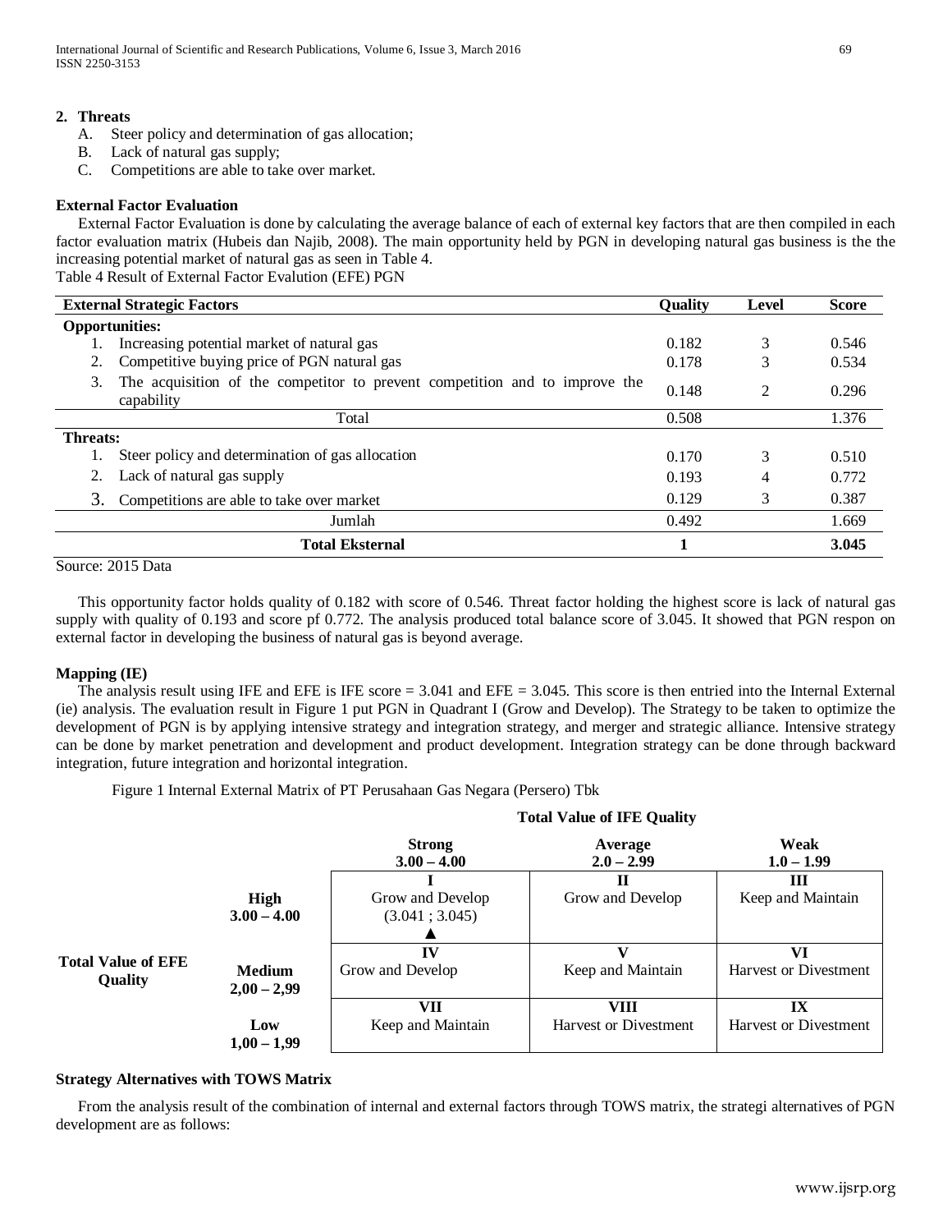**2. Threats**

A. Steer policy and determination of gas allocation;
B. Lack of natural gas supply;
C. Competitions are able to take over market.

**External Factor Evaluation**

External Factor Evaluation is done by calculating the average balance of each of external key factors that are then compiled in each factor evaluation matrix (Hubeis dan Najib, 2008). The main opportunity held by PGN in developing natural gas business is the the increasing potential market of natural gas as seen in Table 4.

Table 4 Result of External Factor Evalution (EFE) PGN

| External Strategic Factors | Quality | Level | Score |
|---|---|---|---|
| **Opportunities:** | | | |
| 1. Increasing potential market of natural gas | 0.182 | 3 | 0.546 |
| 2. Competitive buying price of PGN natural gas | 0.178 | 3 | 0.534 |
| 3. The acquisition of the competitor to prevent competition and to improve the capability | 0.148 | 2 | 0.296 |
| Total | 0.508 | | 1.376 |
| **Threats:** | | | |
| 1. Steer policy and determination of gas allocation | 0.170 | 3 | 0.510 |
| 2. Lack of natural gas supply | 0.193 | 4 | 0.772 |
| 3. Competitions are able to take over market | 0.129 | 3 | 0.387 |
| Jumlah | 0.492 | | 1.669 |
| **Total Eksternal** | **1** | | **3.045** |

Source: 2015 Data

This opportunity factor holds quality of 0.182 with score of 0.546. Threat factor holding the highest score is lack of natural gas supply with quality of 0.193 and score pf 0.772. The analysis produced total balance score of 3.045. It showed that PGN respon on external factor in developing the business of natural gas is beyond average.

**Mapping (IE)**

The analysis result using IFE and EFE is IFE score = 3.041 and EFE = 3.045. This score is then entried into the Internal External (ie) analysis. The evaluation result in Figure 1 put PGN in Quadrant I (Grow and Develop). The Strategy to be taken to optimize the development of PGN is by applying intensive strategy and integration strategy, and merger and strategic alliance. Intensive strategy can be done by market penetration and development and product development. Integration strategy can be done through backward integration, future integration and horizontal integration.

Figure 1 Internal External Matrix of PT Perusahaan Gas Negara (Persero) Tbk

| Total Value of EFE Quality | Total Value of IFE Quality → | **Strong 3.00 – 4.00** | **Average 2.0 – 2.99** | **Weak 1.0 – 1.99** |
|---|---|---|---|---|
| | **High 3.00 – 4.00** | **I** Grow and Develop (3.041 ; 3.045) ▲ | **II** Grow and Develop | **III** Keep and Maintain |
| | **Medium 2,00 – 2,99** | **IV** Grow and Develop | **V** Keep and Maintain | **VI** Harvest or Divestment |
| | **Low 1,00 – 1,99** | **VII** Keep and Maintain | **VIII** Harvest or Divestment | **IX** Harvest or Divestment |

**Strategy Alternatives with TOWS Matrix**

From the analysis result of the combination of internal and external factors through TOWS matrix, the strategi alternatives of PGN development are as follows: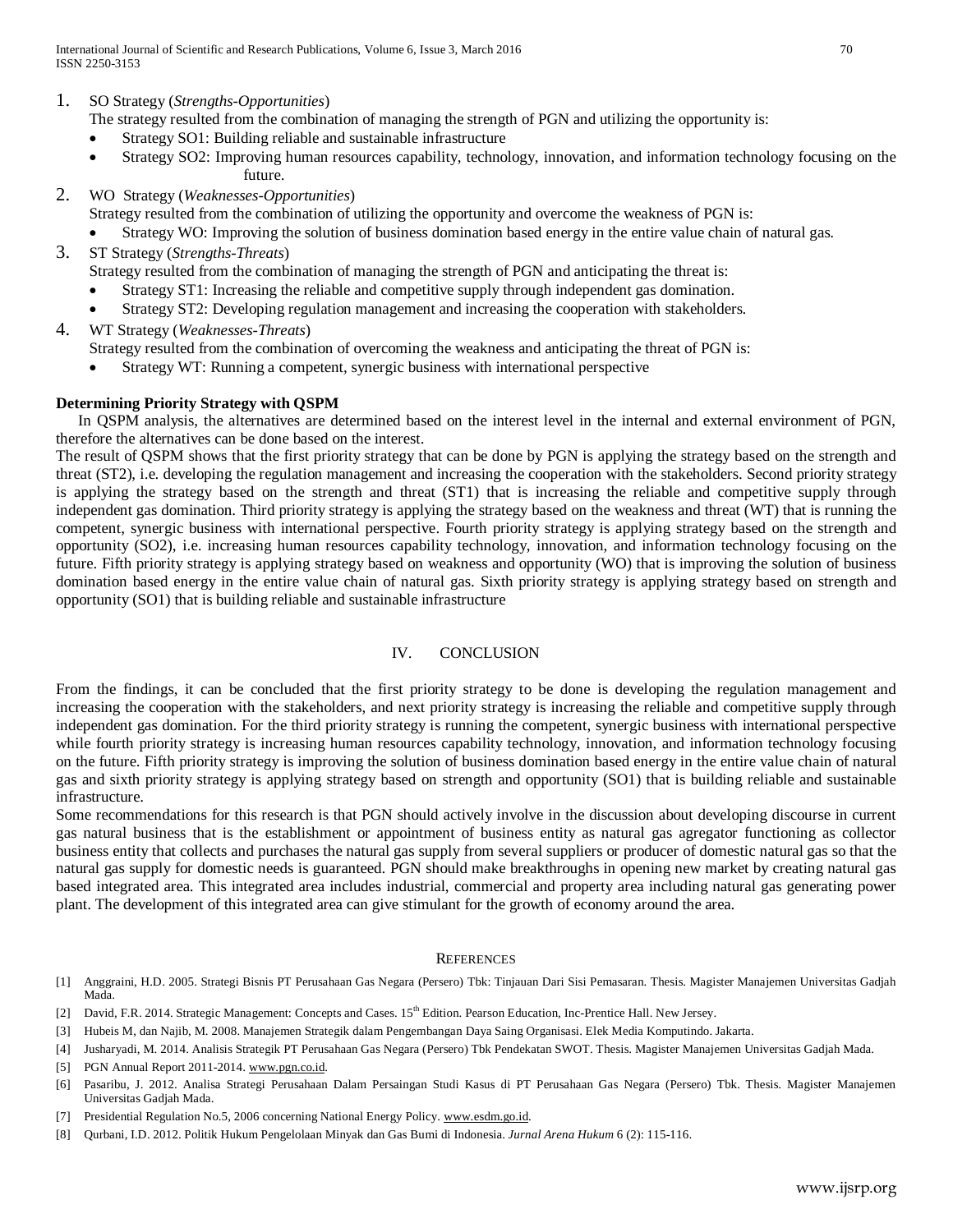1. SO Strategy (*Strengths-Opportunities*)
   The strategy resulted from the combination of managing the strength of PGN and utilizing the opportunity is:
   - Strategy SO1: Building reliable and sustainable infrastructure
   - Strategy SO2: Improving human resources capability, technology, innovation, and information technology focusing on the future.
2. WO Strategy (*Weaknesses-Opportunities*)
   Strategy resulted from the combination of utilizing the opportunity and overcome the weakness of PGN is:
   - Strategy WO: Improving the solution of business domination based energy in the entire value chain of natural gas.
3. ST Strategy (*Strengths-Threats*)
   Strategy resulted from the combination of managing the strength of PGN and anticipating the threat is:
   - Strategy ST1: Increasing the reliable and competitive supply through independent gas domination.
   - Strategy ST2: Developing regulation management and increasing the cooperation with stakeholders.
4. WT Strategy (*Weaknesses-Threats*)
   Strategy resulted from the combination of overcoming the weakness and anticipating the threat of PGN is:
   - Strategy WT: Running a competent, synergic business with international perspective

**Determining Priority Strategy with QSPM**

In QSPM analysis, the alternatives are determined based on the interest level in the internal and external environment of PGN, therefore the alternatives can be done based on the interest.

The result of QSPM shows that the first priority strategy that can be done by PGN is applying the strategy based on the strength and threat (ST2), i.e. developing the regulation management and increasing the cooperation with the stakeholders. Second priority strategy is applying the strategy based on the strength and threat (ST1) that is increasing the reliable and competitive supply through independent gas domination. Third priority strategy is applying the strategy based on the weakness and threat (WT) that is running the competent, synergic business with international perspective. Fourth priority strategy is applying strategy based on the strength and opportunity (SO2), i.e. increasing human resources capability technology, innovation, and information technology focusing on the future. Fifth priority strategy is applying strategy based on weakness and opportunity (WO) that is improving the solution of business domination based energy in the entire value chain of natural gas. Sixth priority strategy is applying strategy based on strength and opportunity (SO1) that is building reliable and sustainable infrastructure

## IV. CONCLUSION

From the findings, it can be concluded that the first priority strategy to be done is developing the regulation management and increasing the cooperation with the stakeholders, and next priority strategy is increasing the reliable and competitive supply through independent gas domination. For the third priority strategy is running the competent, synergic business with international perspective while fourth priority strategy is increasing human resources capability technology, innovation, and information technology focusing on the future. Fifth priority strategy is improving the solution of business domination based energy in the entire value chain of natural gas and sixth priority strategy is applying strategy based on strength and opportunity (SO1) that is building reliable and sustainable infrastructure.

Some recommendations for this research is that PGN should actively involve in the discussion about developing discourse in current gas natural business that is the establishment or appointment of business entity as natural gas agregator functioning as collector business entity that collects and purchases the natural gas supply from several suppliers or producer of domestic natural gas so that the natural gas supply for domestic needs is guaranteed. PGN should make breakthroughs in opening new market by creating natural gas based integrated area. This integrated area includes industrial, commercial and property area including natural gas generating power plant. The development of this integrated area can give stimulant for the growth of economy around the area.

## REFERENCES

[1] Anggraini, H.D. 2005. Strategi Bisnis PT Perusahaan Gas Negara (Persero) Tbk: Tinjauan Dari Sisi Pemasaran. Thesis. Magister Manajemen Universitas Gadjah Mada.

[2] David, F.R. 2014. Strategic Management: Concepts and Cases. 15th Edition. Pearson Education, Inc-Prentice Hall. New Jersey.

[3] Hubeis M, dan Najib, M. 2008. Manajemen Strategik dalam Pengembangan Daya Saing Organisasi. Elek Media Komputindo. Jakarta.

[4] Jusharyadi, M. 2014. Analisis Strategik PT Perusahaan Gas Negara (Persero) Tbk Pendekatan SWOT. Thesis. Magister Manajemen Universitas Gadjah Mada.

[5] PGN Annual Report 2011-2014. www.pgn.co.id.

[6] Pasaribu, J. 2012. Analisa Strategi Perusahaan Dalam Persaingan Studi Kasus di PT Perusahaan Gas Negara (Persero) Tbk. Thesis. Magister Manajemen Universitas Gadjah Mada.

[7] Presidential Regulation No.5, 2006 concerning National Energy Policy. www.esdm.go.id.

[8] Qurbani, I.D. 2012. Politik Hukum Pengelolaan Minyak dan Gas Bumi di Indonesia. *Jurnal Arena Hukum* 6 (2): 115-116.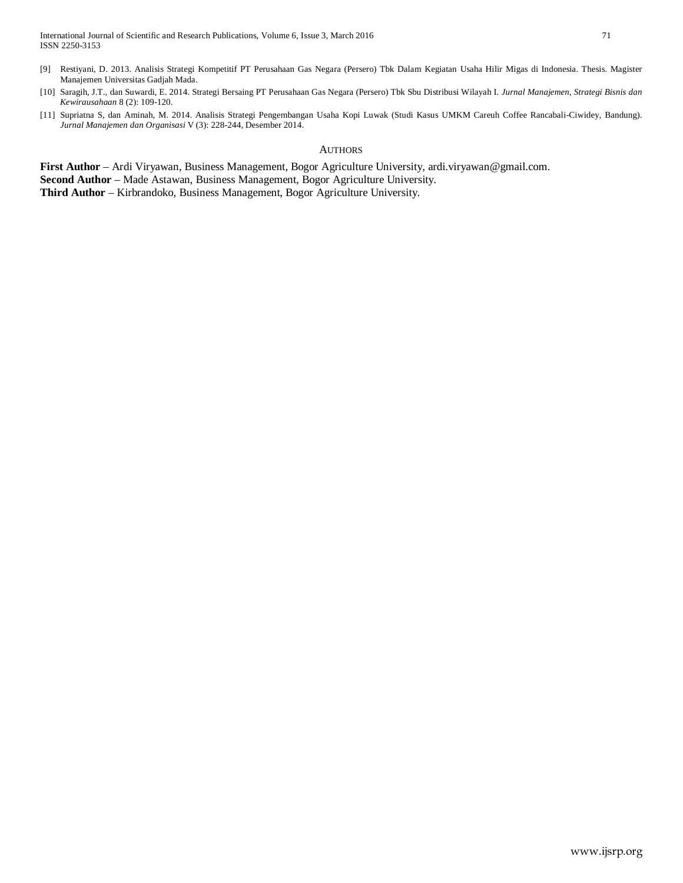[9] Restiyani, D. 2013. Analisis Strategi Kompetitif PT Perusahaan Gas Negara (Persero) Tbk Dalam Kegiatan Usaha Hilir Migas di Indonesia. Thesis. Magister Manajemen Universitas Gadjah Mada.

[10] Saragih, J.T., dan Suwardi, E. 2014. Strategi Bersaing PT Perusahaan Gas Negara (Persero) Tbk Sbu Distribusi Wilayah I. *Jurnal Manajemen, Strategi Bisnis dan Kewirausahaan* 8 (2): 109-120.

[11] Supriatna S, dan Aminah, M. 2014. Analisis Strategi Pengembangan Usaha Kopi Luwak (Studi Kasus UMKM Careuh Coffee Rancabali-Ciwidey, Bandung). *Jurnal Manajemen dan Organisasi* V (3): 228-244, Desember 2014.

## Authors

**First Author** – Ardi Viryawan, Business Management, Bogor Agriculture University, ardi.viryawan@gmail.com.
**Second Author** – Made Astawan, Business Management, Bogor Agriculture University.
**Third Author** – Kirbrandoko, Business Management, Bogor Agriculture University.